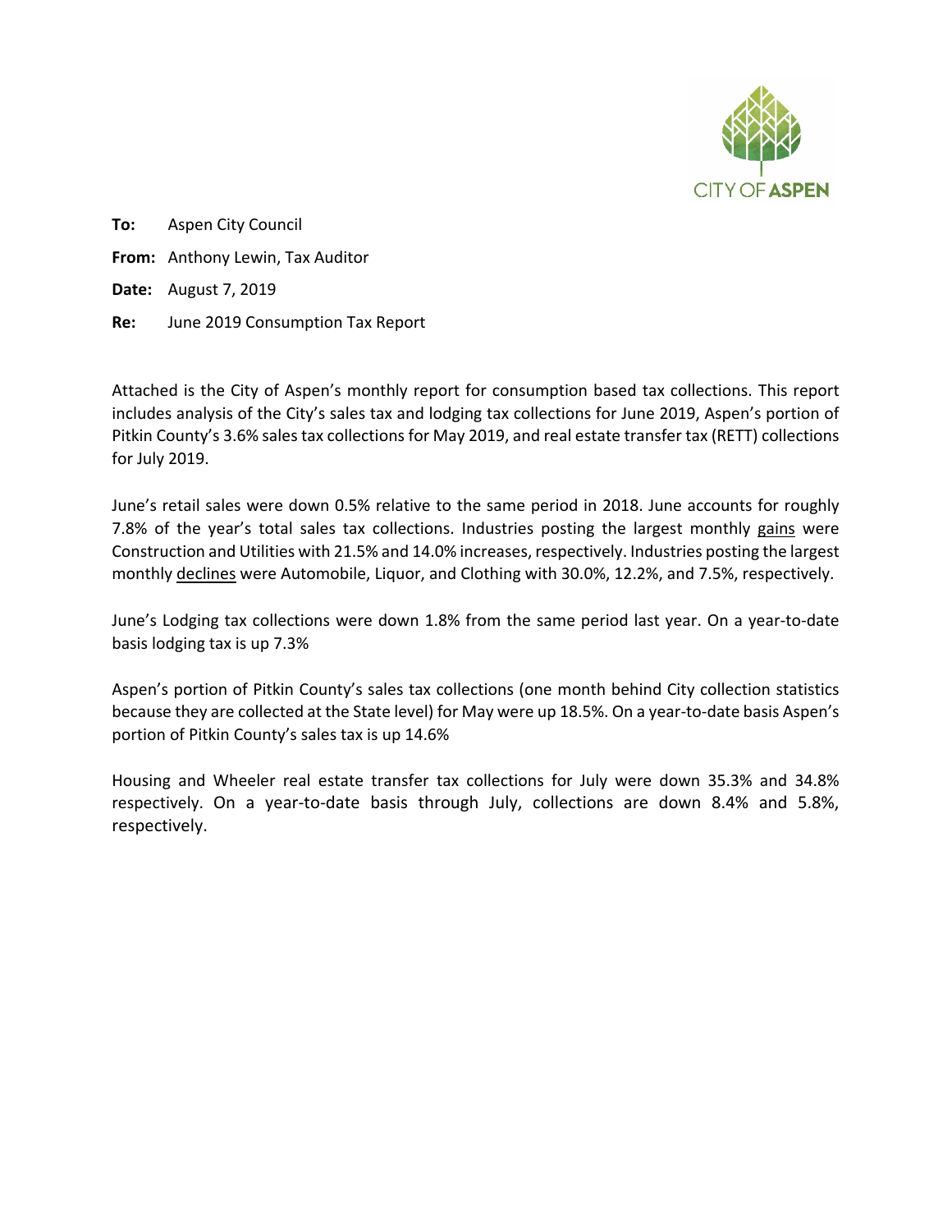CITY OF ASPEN

**To:** Aspen City Council

**From:** Anthony Lewin, Tax Auditor

**Date:** August 7, 2019

**Re:** June 2019 Consumption Tax Report

Attached is the City of Aspen's monthly report for consumption based tax collections. This report includes analysis of the City's sales tax and lodging tax collections for June 2019, Aspen's portion of Pitkin County's 3.6% sales tax collections for May 2019, and real estate transfer tax (RETT) collections for July 2019.

June's retail sales were down 0.5% relative to the same period in 2018. June accounts for roughly 7.8% of the year's total sales tax collections. Industries posting the largest monthly <u>gains</u> were Construction and Utilities with 21.5% and 14.0% increases, respectively. Industries posting the largest monthly <u>declines</u> were Automobile, Liquor, and Clothing with 30.0%, 12.2%, and 7.5%, respectively.

June's Lodging tax collections were down 1.8% from the same period last year. On a year-to-date basis lodging tax is up 7.3%

Aspen's portion of Pitkin County's sales tax collections (one month behind City collection statistics because they are collected at the State level) for May were up 18.5%. On a year-to-date basis Aspen's portion of Pitkin County's sales tax is up 14.6%

Housing and Wheeler real estate transfer tax collections for July were down 35.3% and 34.8% respectively. On a year-to-date basis through July, collections are down 8.4% and 5.8%, respectively.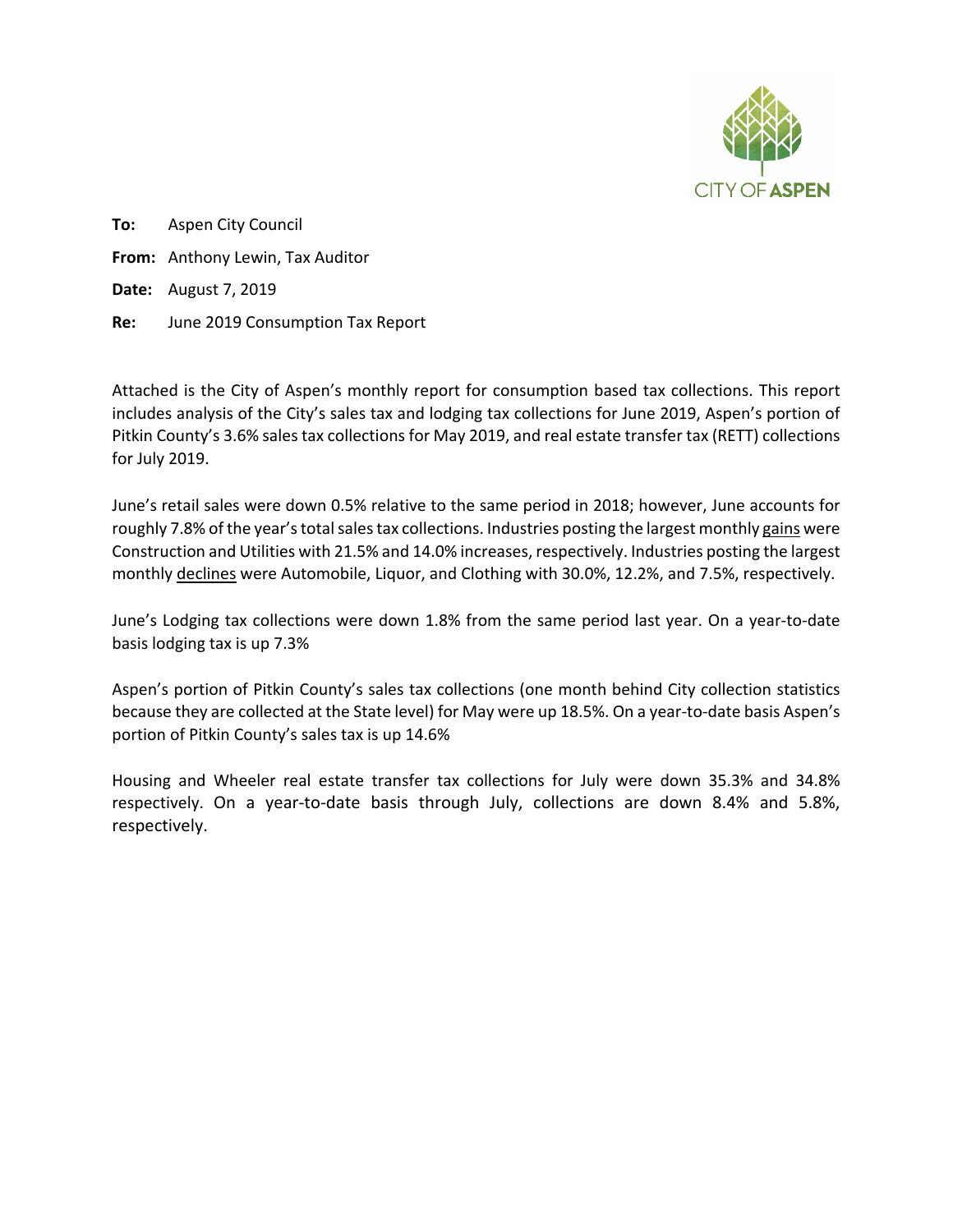CITY OF ASPEN

**To:** Aspen City Council

**From:** Anthony Lewin, Tax Auditor

**Date:** August 7, 2019

**Re:** June 2019 Consumption Tax Report

Attached is the City of Aspen's monthly report for consumption based tax collections. This report includes analysis of the City's sales tax and lodging tax collections for June 2019, Aspen's portion of Pitkin County's 3.6% sales tax collections for May 2019, and real estate transfer tax (RETT) collections for July 2019.

June's retail sales were down 0.5% relative to the same period in 2018; however, June accounts for roughly 7.8% of the year's total sales tax collections. Industries posting the largest monthly <u>gains</u> were Construction and Utilities with 21.5% and 14.0% increases, respectively. Industries posting the largest monthly <u>declines</u> were Automobile, Liquor, and Clothing with 30.0%, 12.2%, and 7.5%, respectively.

June's Lodging tax collections were down 1.8% from the same period last year. On a year-to-date basis lodging tax is up 7.3%

Aspen's portion of Pitkin County's sales tax collections (one month behind City collection statistics because they are collected at the State level) for May were up 18.5%. On a year-to-date basis Aspen's portion of Pitkin County's sales tax is up 14.6%

Housing and Wheeler real estate transfer tax collections for July were down 35.3% and 34.8% respectively. On a year-to-date basis through July, collections are down 8.4% and 5.8%, respectively.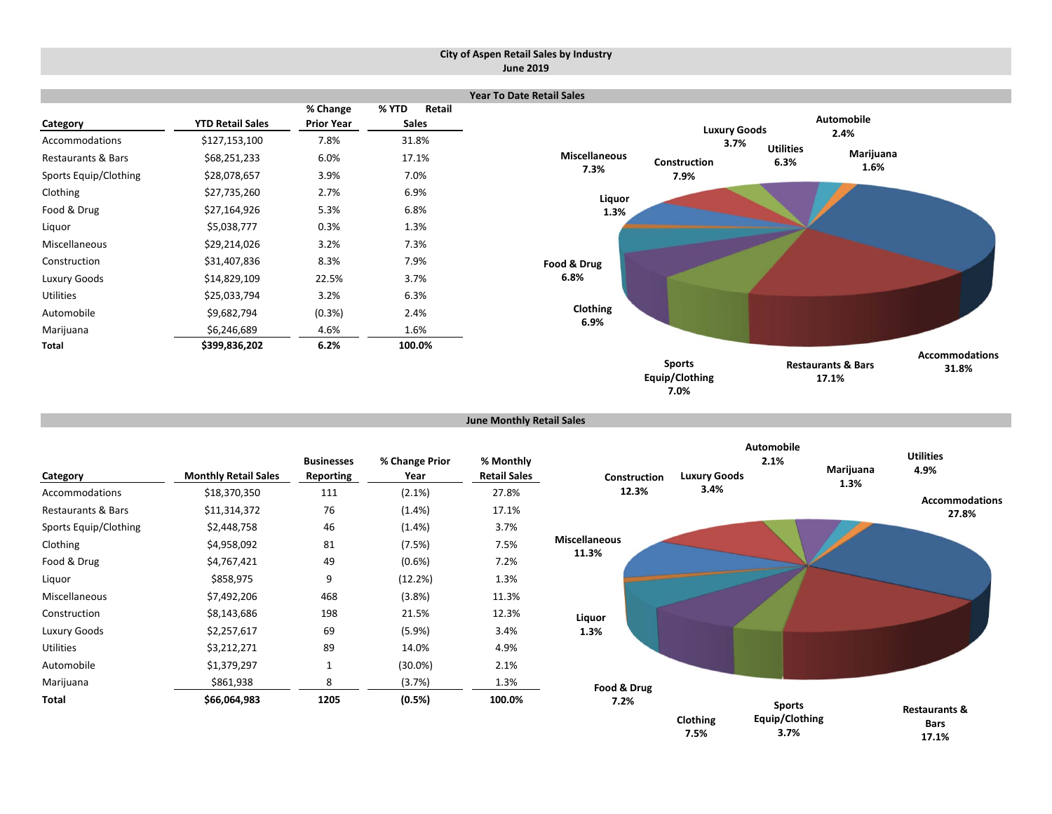# City of Aspen Retail Sales by Industry
## June 2019

### Year To Date Retail Sales

| Category | YTD Retail Sales | % Change Prior Year | % YTD Retail Sales |
|---|---|---|---|
| Accommodations | $127,153,100 | 7.8% | 31.8% |
| Restaurants & Bars | $68,251,233 | 6.0% | 17.1% |
| Sports Equip/Clothing | $28,078,657 | 3.9% | 7.0% |
| Clothing | $27,735,260 | 2.7% | 6.9% |
| Food & Drug | $27,164,926 | 5.3% | 6.8% |
| Liquor | $5,038,777 | 0.3% | 1.3% |
| Miscellaneous | $29,214,026 | 3.2% | 7.3% |
| Construction | $31,407,836 | 8.3% | 7.9% |
| Luxury Goods | $14,829,109 | 22.5% | 3.7% |
| Utilities | $25,033,794 | 3.2% | 6.3% |
| Automobile | $9,682,794 | (0.3%) | 2.4% |
| Marijuana | $6,246,689 | 4.6% | 1.6% |
| **Total** | **$399,836,202** | **6.2%** | **100.0%** |

### June Monthly Retail Sales

| Category | Monthly Retail Sales | Businesses Reporting | % Change Prior Year | % Monthly Retail Sales |
|---|---|---|---|---|
| Accommodations | $18,370,350 | 111 | (2.1%) | 27.8% |
| Restaurants & Bars | $11,314,372 | 76 | (1.4%) | 17.1% |
| Sports Equip/Clothing | $2,448,758 | 46 | (1.4%) | 3.7% |
| Clothing | $4,958,092 | 81 | (7.5%) | 7.5% |
| Food & Drug | $4,767,421 | 49 | (0.6%) | 7.2% |
| Liquor | $858,975 | 9 | (12.2%) | 1.3% |
| Miscellaneous | $7,492,206 | 468 | (3.8%) | 11.3% |
| Construction | $8,143,686 | 198 | 21.5% | 12.3% |
| Luxury Goods | $2,257,617 | 69 | (5.9%) | 3.4% |
| Utilities | $3,212,271 | 89 | 14.0% | 4.9% |
| Automobile | $1,379,297 | 1 | (30.0%) | 2.1% |
| Marijuana | $861,938 | 8 | (3.7%) | 1.3% |
| **Total** | **$66,064,983** | **1205** | **(0.5%)** | **100.0%** |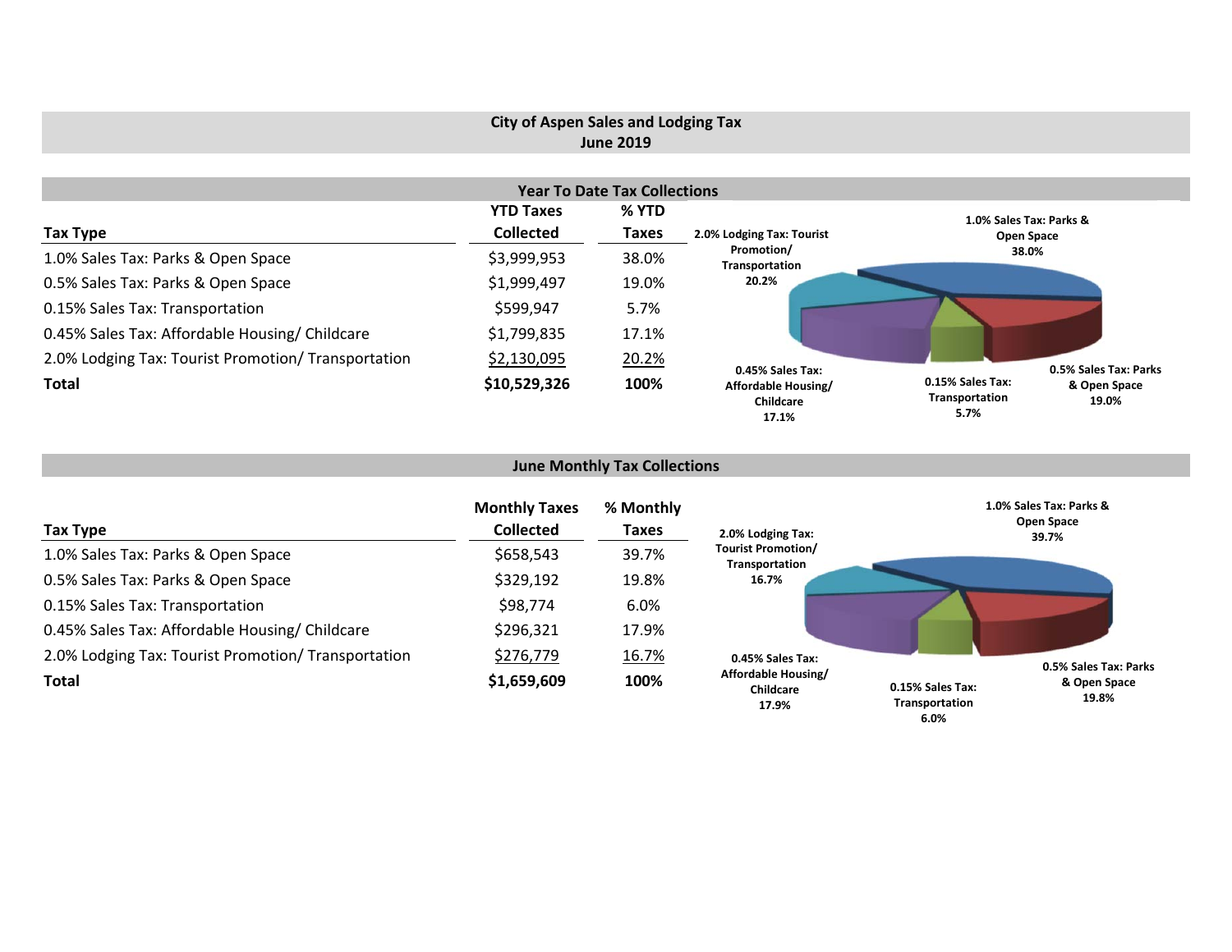## City of Aspen Sales and Lodging Tax
## June 2019

### Year To Date Tax Collections

| Tax Type | YTD Taxes Collected | % YTD Taxes |
|---|---|---|
| 1.0% Sales Tax: Parks & Open Space | $3,999,953 | 38.0% |
| 0.5% Sales Tax: Parks & Open Space | $1,999,497 | 19.0% |
| 0.15% Sales Tax: Transportation | $599,947 | 5.7% |
| 0.45% Sales Tax: Affordable Housing/ Childcare | $1,799,835 | 17.1% |
| 2.0% Lodging Tax: Tourist Promotion/ Transportation | $2,130,095 | 20.2% |
| **Total** | **$10,529,326** | **100%** |

1.0% Sales Tax: Parks & Open Space 38.0%
0.5% Sales Tax: Parks & Open Space 19.0%
0.15% Sales Tax: Transportation 5.7%
0.45% Sales Tax: Affordable Housing/ Childcare 17.1%
2.0% Lodging Tax: Tourist Promotion/ Transportation 20.2%

### June Monthly Tax Collections

| Tax Type | Monthly Taxes Collected | % Monthly Taxes |
|---|---|---|
| 1.0% Sales Tax: Parks & Open Space | $658,543 | 39.7% |
| 0.5% Sales Tax: Parks & Open Space | $329,192 | 19.8% |
| 0.15% Sales Tax: Transportation | $98,774 | 6.0% |
| 0.45% Sales Tax: Affordable Housing/ Childcare | $296,321 | 17.9% |
| 2.0% Lodging Tax: Tourist Promotion/ Transportation | $276,779 | 16.7% |
| **Total** | **$1,659,609** | **100%** |

1.0% Sales Tax: Parks & Open Space 39.7%
0.5% Sales Tax: Parks & Open Space 19.8%
0.15% Sales Tax: Transportation 6.0%
0.45% Sales Tax: Affordable Housing/ Childcare 17.9%
2.0% Lodging Tax: Tourist Promotion/ Transportation 16.7%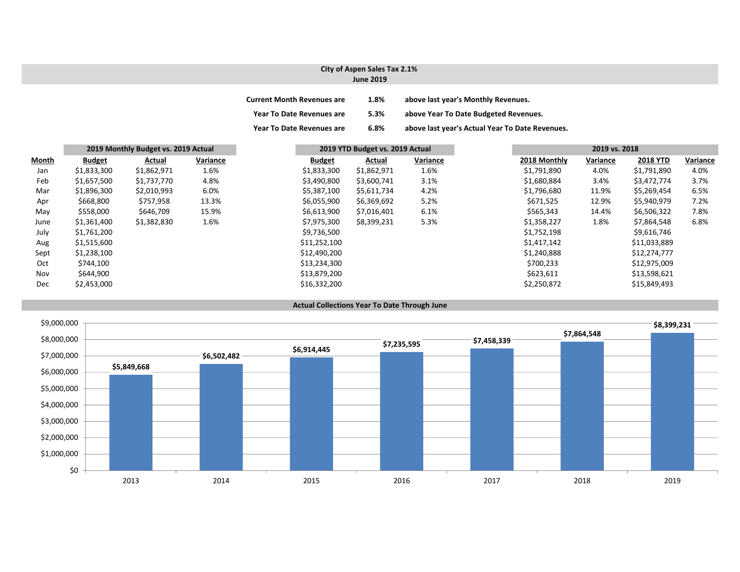## City of Aspen Sales Tax 2.1%
### June 2019

**Current Month Revenues are** **1.8%** **above last year's Monthly Revenues.**

**Year To Date Revenues are** **5.3%** **above Year To Date Budgeted Revenues.**

**Year To Date Revenues are** **6.8%** **above last year's Actual Year To Date Revenues.**

| | 2019 Monthly Budget vs. 2019 Actual | | | 2019 YTD Budget vs. 2019 Actual | | | 2019 vs. 2018 | | | |
|---|---|---|---|---|---|---|---|---|---|---|
| **Month** | **Budget** | **Actual** | **Variance** | **Budget** | **Actual** | **Variance** | **2018 Monthly** | **Variance** | **2018 YTD** | **Variance** |
| Jan | $1,833,300 | $1,862,971 | 1.6% | $1,833,300 | $1,862,971 | 1.6% | $1,791,890 | 4.0% | $1,791,890 | 4.0% |
| Feb | $1,657,500 | $1,737,770 | 4.8% | $3,490,800 | $3,600,741 | 3.1% | $1,680,884 | 3.4% | $3,472,774 | 3.7% |
| Mar | $1,896,300 | $2,010,993 | 6.0% | $5,387,100 | $5,611,734 | 4.2% | $1,796,680 | 11.9% | $5,269,454 | 6.5% |
| Apr | $668,800 | $757,958 | 13.3% | $6,055,900 | $6,369,692 | 5.2% | $671,525 | 12.9% | $5,940,979 | 7.2% |
| May | $558,000 | $646,709 | 15.9% | $6,613,900 | $7,016,401 | 6.1% | $565,343 | 14.4% | $6,506,322 | 7.8% |
| June | $1,361,400 | $1,382,830 | 1.6% | $7,975,300 | $8,399,231 | 5.3% | $1,358,227 | 1.8% | $7,864,548 | 6.8% |
| July | $1,761,200 | | | $9,736,500 | | | $1,752,198 | | $9,616,746 | |
| Aug | $1,515,600 | | | $11,252,100 | | | $1,417,142 | | $11,033,889 | |
| Sept | $1,238,100 | | | $12,490,200 | | | $1,240,888 | | $12,274,777 | |
| Oct | $744,100 | | | $13,234,300 | | | $700,233 | | $12,975,009 | |
| Nov | $644,900 | | | $13,879,200 | | | $623,611 | | $13,598,621 | |
| Dec | $2,453,000 | | | $16,332,200 | | | $2,250,872 | | $15,849,493 | |

### Actual Collections Year To Date Through June

| Year | Collections |
|---|---|
| 2013 | $5,849,668 |
| 2014 | $6,502,482 |
| 2015 | $6,914,445 |
| 2016 | $7,235,595 |
| 2017 | $7,458,339 |
| 2018 | $7,864,548 |
| 2019 | $8,399,231 |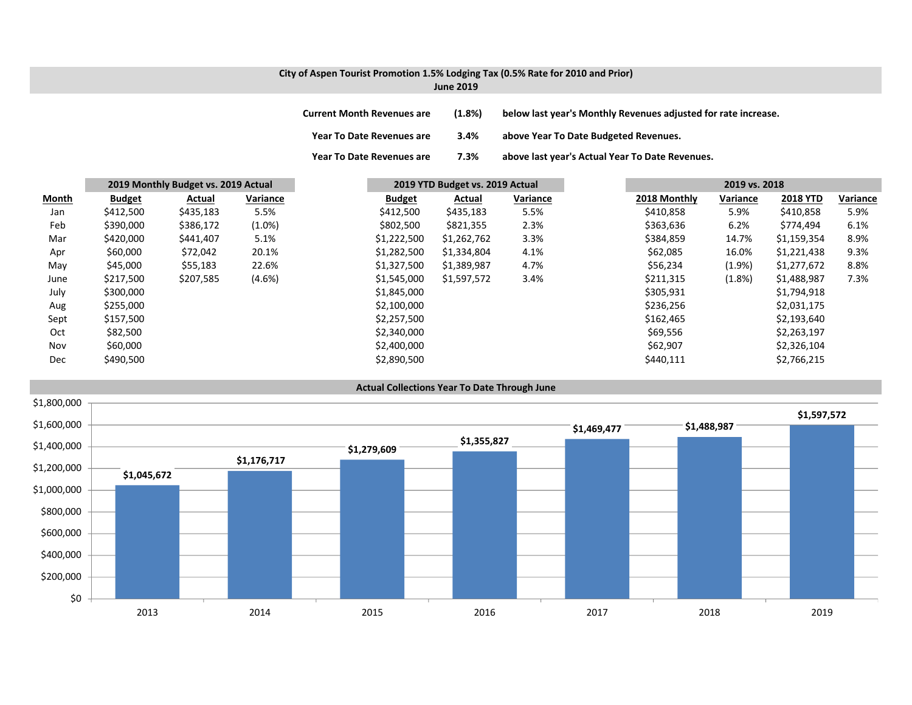**City of Aspen Tourist Promotion 1.5% Lodging Tax (0.5% Rate for 2010 and Prior)**
**June 2019**

| | | |
|---|---|---|
| **Current Month Revenues are** | **(1.8%)** | **below last year's Monthly Revenues adjusted for rate increase.** |
| **Year To Date Revenues are** | **3.4%** | **above Year To Date Budgeted Revenues.** |
| **Year To Date Revenues are** | **7.3%** | **above last year's Actual Year To Date Revenues.** |

| | 2019 Monthly Budget vs. 2019 Actual | | | 2019 YTD Budget vs. 2019 Actual | | | 2019 vs. 2018 | | | |
|---|---|---|---|---|---|---|---|---|---|---|
| **Month** | **Budget** | **Actual** | **Variance** | **Budget** | **Actual** | **Variance** | **2018 Monthly** | **Variance** | **2018 YTD** | **Variance** |
| Jan | $412,500 | $435,183 | 5.5% | $412,500 | $435,183 | 5.5% | $410,858 | 5.9% | $410,858 | 5.9% |
| Feb | $390,000 | $386,172 | (1.0%) | $802,500 | $821,355 | 2.3% | $363,636 | 6.2% | $774,494 | 6.1% |
| Mar | $420,000 | $441,407 | 5.1% | $1,222,500 | $1,262,762 | 3.3% | $384,859 | 14.7% | $1,159,354 | 8.9% |
| Apr | $60,000 | $72,042 | 20.1% | $1,282,500 | $1,334,804 | 4.1% | $62,085 | 16.0% | $1,221,438 | 9.3% |
| May | $45,000 | $55,183 | 22.6% | $1,327,500 | $1,389,987 | 4.7% | $56,234 | (1.9%) | $1,277,672 | 8.8% |
| June | $217,500 | $207,585 | (4.6%) | $1,545,000 | $1,597,572 | 3.4% | $211,315 | (1.8%) | $1,488,987 | 7.3% |
| July | $300,000 | | | $1,845,000 | | | $305,931 | | $1,794,918 | |
| Aug | $255,000 | | | $2,100,000 | | | $236,256 | | $2,031,175 | |
| Sept | $157,500 | | | $2,257,500 | | | $162,465 | | $2,193,640 | |
| Oct | $82,500 | | | $2,340,000 | | | $69,556 | | $2,263,197 | |
| Nov | $60,000 | | | $2,400,000 | | | $62,907 | | $2,326,104 | |
| Dec | $490,500 | | | $2,890,500 | | | $440,111 | | $2,766,215 | |

**Actual Collections Year To Date Through June**

| Year | Amount |
|---|---|
| 2013 | $1,045,672 |
| 2014 | $1,176,717 |
| 2015 | $1,279,609 |
| 2016 | $1,355,827 |
| 2017 | $1,469,477 |
| 2018 | $1,488,987 |
| 2019 | $1,597,572 |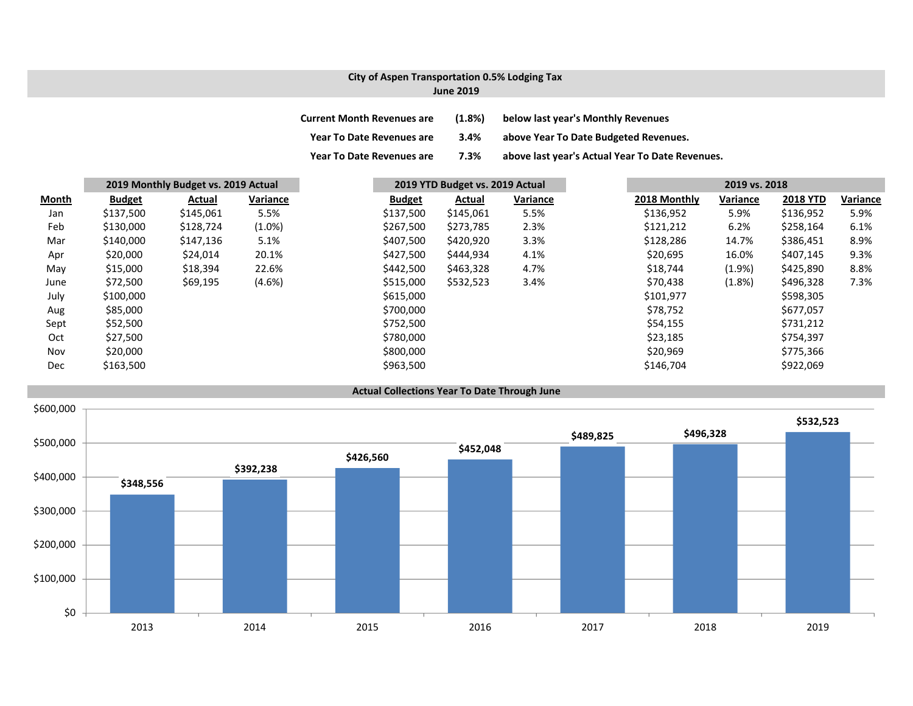## City of Aspen Transportation 0.5% Lodging Tax
## June 2019

| | | |
|---|---|---|
| Current Month Revenues are | (1.8%) | below last year's Monthly Revenues |
| Year To Date Revenues are | 3.4% | above Year To Date Budgeted Revenues. |
| Year To Date Revenues are | 7.3% | above last year's Actual Year To Date Revenues. |

| | 2019 Monthly Budget vs. 2019 Actual | | | 2019 YTD Budget vs. 2019 Actual | | | 2019 vs. 2018 | | | |
|---|---|---|---|---|---|---|---|---|---|---|
| **Month** | **Budget** | **Actual** | **Variance** | **Budget** | **Actual** | **Variance** | **2018 Monthly** | **Variance** | **2018 YTD** | **Variance** |
| Jan | $137,500 | $145,061 | 5.5% | $137,500 | $145,061 | 5.5% | $136,952 | 5.9% | $136,952 | 5.9% |
| Feb | $130,000 | $128,724 | (1.0%) | $267,500 | $273,785 | 2.3% | $121,212 | 6.2% | $258,164 | 6.1% |
| Mar | $140,000 | $147,136 | 5.1% | $407,500 | $420,920 | 3.3% | $128,286 | 14.7% | $386,451 | 8.9% |
| Apr | $20,000 | $24,014 | 20.1% | $427,500 | $444,934 | 4.1% | $20,695 | 16.0% | $407,145 | 9.3% |
| May | $15,000 | $18,394 | 22.6% | $442,500 | $463,328 | 4.7% | $18,744 | (1.9%) | $425,890 | 8.8% |
| June | $72,500 | $69,195 | (4.6%) | $515,000 | $532,523 | 3.4% | $70,438 | (1.8%) | $496,328 | 7.3% |
| July | $100,000 | | | $615,000 | | | $101,977 | | $598,305 | |
| Aug | $85,000 | | | $700,000 | | | $78,752 | | $677,057 | |
| Sept | $52,500 | | | $752,500 | | | $54,155 | | $731,212 | |
| Oct | $27,500 | | | $780,000 | | | $23,185 | | $754,397 | |
| Nov | $20,000 | | | $800,000 | | | $20,969 | | $775,366 | |
| Dec | $163,500 | | | $963,500 | | | $146,704 | | $922,069 | |

### Actual Collections Year To Date Through June

| Year | Amount |
|---|---|
| 2013 | $348,556 |
| 2014 | $392,238 |
| 2015 | $426,560 |
| 2016 | $452,048 |
| 2017 | $489,825 |
| 2018 | $496,328 |
| 2019 | $532,523 |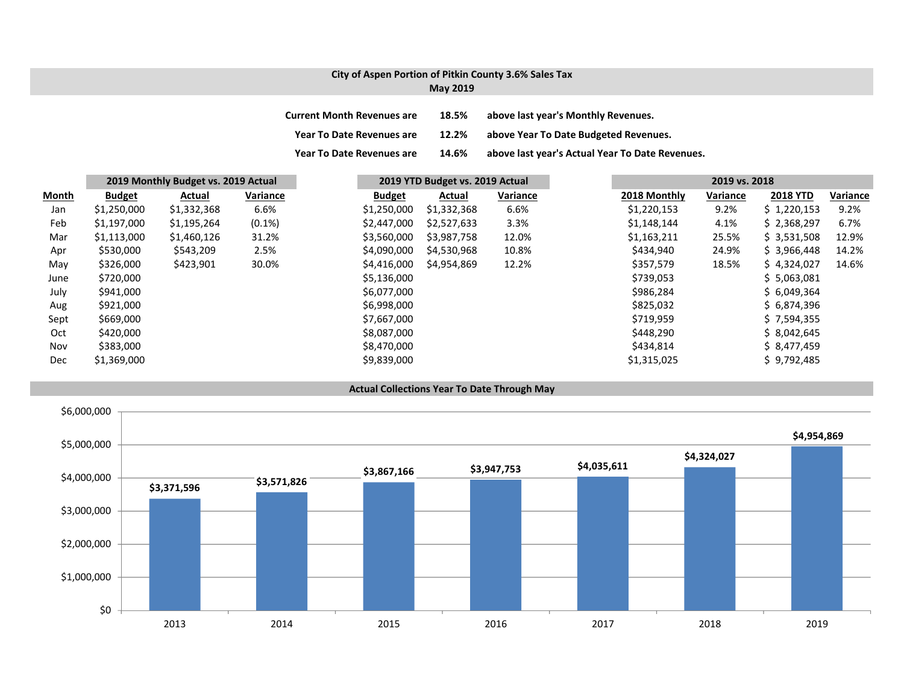**City of Aspen Portion of Pitkin County 3.6% Sales Tax**
**May 2019**

| | | |
|---|---|---|
| **Current Month Revenues are** | **18.5%** | **above last year's Monthly Revenues.** |
| **Year To Date Revenues are** | **12.2%** | **above Year To Date Budgeted Revenues.** |
| **Year To Date Revenues are** | **14.6%** | **above last year's Actual Year To Date Revenues.** |

| | 2019 Monthly Budget vs. 2019 Actual | | | 2019 YTD Budget vs. 2019 Actual | | | 2019 vs. 2018 | | | |
|---|---|---|---|---|---|---|---|---|---|---|
| **Month** | **Budget** | **Actual** | **Variance** | **Budget** | **Actual** | **Variance** | **2018 Monthly** | **Variance** | **2018 YTD** | **Variance** |
| Jan | $1,250,000 | $1,332,368 | 6.6% | $1,250,000 | $1,332,368 | 6.6% | $1,220,153 | 9.2% | $ 1,220,153 | 9.2% |
| Feb | $1,197,000 | $1,195,264 | (0.1%) | $2,447,000 | $2,527,633 | 3.3% | $1,148,144 | 4.1% | $ 2,368,297 | 6.7% |
| Mar | $1,113,000 | $1,460,126 | 31.2% | $3,560,000 | $3,987,758 | 12.0% | $1,163,211 | 25.5% | $ 3,531,508 | 12.9% |
| Apr | $530,000 | $543,209 | 2.5% | $4,090,000 | $4,530,968 | 10.8% | $434,940 | 24.9% | $ 3,966,448 | 14.2% |
| May | $326,000 | $423,901 | 30.0% | $4,416,000 | $4,954,869 | 12.2% | $357,579 | 18.5% | $ 4,324,027 | 14.6% |
| June | $720,000 | | | $5,136,000 | | | $739,053 | | $ 5,063,081 | |
| July | $941,000 | | | $6,077,000 | | | $986,284 | | $ 6,049,364 | |
| Aug | $921,000 | | | $6,998,000 | | | $825,032 | | $ 6,874,396 | |
| Sept | $669,000 | | | $7,667,000 | | | $719,959 | | $ 7,594,355 | |
| Oct | $420,000 | | | $8,087,000 | | | $448,290 | | $ 8,042,645 | |
| Nov | $383,000 | | | $8,470,000 | | | $434,814 | | $ 8,477,459 | |
| Dec | $1,369,000 | | | $9,839,000 | | | $1,315,025 | | $ 9,792,485 | |

**Actual Collections Year To Date Through May**

| Year | Collections |
|---|---|
| 2013 | $3,371,596 |
| 2014 | $3,571,826 |
| 2015 | $3,867,166 |
| 2016 | $3,947,753 |
| 2017 | $4,035,611 |
| 2018 | $4,324,027 |
| 2019 | $4,954,869 |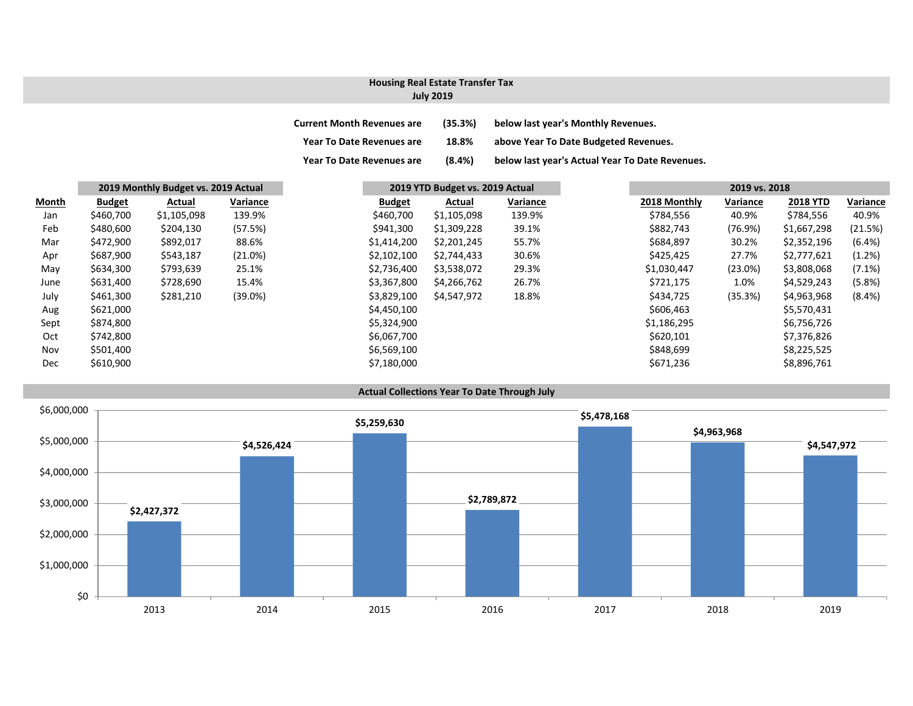## Housing Real Estate Transfer Tax
### July 2019

| | | |
|---|---|---|
| **Current Month Revenues are** | **(35.3%)** | **below last year's Monthly Revenues.** |
| **Year To Date Revenues are** | **18.8%** | **above Year To Date Budgeted Revenues.** |
| **Year To Date Revenues are** | **(8.4%)** | **below last year's Actual Year To Date Revenues.** |

| | 2019 Monthly Budget vs. 2019 Actual | | | 2019 YTD Budget vs. 2019 Actual | | | 2019 vs. 2018 | | | |
|---|---|---|---|---|---|---|---|---|---|---|
| **Month** | **Budget** | **Actual** | **Variance** | **Budget** | **Actual** | **Variance** | **2018 Monthly** | **Variance** | **2018 YTD** | **Variance** |
| Jan | $460,700 | $1,105,098 | 139.9% | $460,700 | $1,105,098 | 139.9% | $784,556 | 40.9% | $784,556 | 40.9% |
| Feb | $480,600 | $204,130 | (57.5%) | $941,300 | $1,309,228 | 39.1% | $882,743 | (76.9%) | $1,667,298 | (21.5%) |
| Mar | $472,900 | $892,017 | 88.6% | $1,414,200 | $2,201,245 | 55.7% | $684,897 | 30.2% | $2,352,196 | (6.4%) |
| Apr | $687,900 | $543,187 | (21.0%) | $2,102,100 | $2,744,433 | 30.6% | $425,425 | 27.7% | $2,777,621 | (1.2%) |
| May | $634,300 | $793,639 | 25.1% | $2,736,400 | $3,538,072 | 29.3% | $1,030,447 | (23.0%) | $3,808,068 | (7.1%) |
| June | $631,400 | $728,690 | 15.4% | $3,367,800 | $4,266,762 | 26.7% | $721,175 | 1.0% | $4,529,243 | (5.8%) |
| July | $461,300 | $281,210 | (39.0%) | $3,829,100 | $4,547,972 | 18.8% | $434,725 | (35.3%) | $4,963,968 | (8.4%) |
| Aug | $621,000 | | | $4,450,100 | | | $606,463 | | $5,570,431 | |
| Sept | $874,800 | | | $5,324,900 | | | $1,186,295 | | $6,756,726 | |
| Oct | $742,800 | | | $6,067,700 | | | $620,101 | | $7,376,826 | |
| Nov | $501,400 | | | $6,569,100 | | | $848,699 | | $8,225,525 | |
| Dec | $610,900 | | | $7,180,000 | | | $671,236 | | $8,896,761 | |

### Actual Collections Year To Date Through July

| Year | Amount |
|---|---|
| 2013 | $2,427,372 |
| 2014 | $4,526,424 |
| 2015 | $5,259,630 |
| 2016 | $2,789,872 |
| 2017 | $5,478,168 |
| 2018 | $4,963,968 |
| 2019 | $4,547,972 |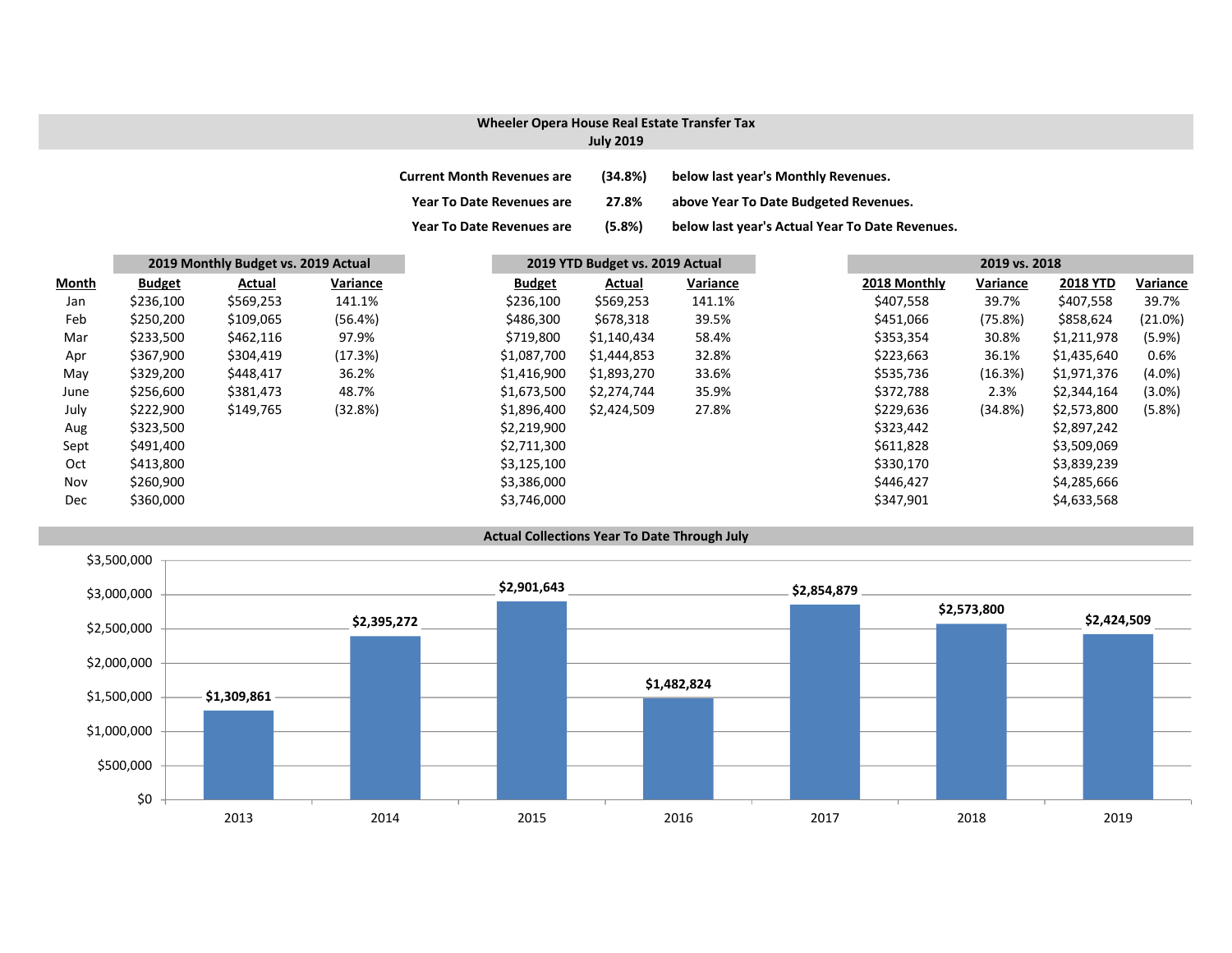## Wheeler Opera House Real Estate Transfer Tax
## July 2019

| | | |
|---|---|---|
| Current Month Revenues are | (34.8%) | below last year's Monthly Revenues. |
| Year To Date Revenues are | 27.8% | above Year To Date Budgeted Revenues. |
| Year To Date Revenues are | (5.8%) | below last year's Actual Year To Date Revenues. |

| | 2019 Monthly Budget vs. 2019 Actual | | | 2019 YTD Budget vs. 2019 Actual | | | 2019 vs. 2018 | | | |
|---|---|---|---|---|---|---|---|---|---|---|
| **Month** | **Budget** | **Actual** | **Variance** | **Budget** | **Actual** | **Variance** | **2018 Monthly** | **Variance** | **2018 YTD** | **Variance** |
| Jan | $236,100 | $569,253 | 141.1% | $236,100 | $569,253 | 141.1% | $407,558 | 39.7% | $407,558 | 39.7% |
| Feb | $250,200 | $109,065 | (56.4%) | $486,300 | $678,318 | 39.5% | $451,066 | (75.8%) | $858,624 | (21.0%) |
| Mar | $233,500 | $462,116 | 97.9% | $719,800 | $1,140,434 | 58.4% | $353,354 | 30.8% | $1,211,978 | (5.9%) |
| Apr | $367,900 | $304,419 | (17.3%) | $1,087,700 | $1,444,853 | 32.8% | $223,663 | 36.1% | $1,435,640 | 0.6% |
| May | $329,200 | $448,417 | 36.2% | $1,416,900 | $1,893,270 | 33.6% | $535,736 | (16.3%) | $1,971,376 | (4.0%) |
| June | $256,600 | $381,473 | 48.7% | $1,673,500 | $2,274,744 | 35.9% | $372,788 | 2.3% | $2,344,164 | (3.0%) |
| July | $222,900 | $149,765 | (32.8%) | $1,896,400 | $2,424,509 | 27.8% | $229,636 | (34.8%) | $2,573,800 | (5.8%) |
| Aug | $323,500 | | | $2,219,900 | | | $323,442 | | $2,897,242 | |
| Sept | $491,400 | | | $2,711,300 | | | $611,828 | | $3,509,069 | |
| Oct | $413,800 | | | $3,125,100 | | | $330,170 | | $3,839,239 | |
| Nov | $260,900 | | | $3,386,000 | | | $446,427 | | $4,285,666 | |
| Dec | $360,000 | | | $3,746,000 | | | $347,901 | | $4,633,568 | |

**Actual Collections Year To Date Through July**

$3,500,000
$3,000,000
$2,500,000
$2,000,000
$1,500,000
$1,000,000
$500,000
$0

2013: $1,309,861
2014: $2,395,272
2015: $2,901,643
2016: $1,482,824
2017: $2,854,879
2018: $2,573,800
2019: $2,424,509